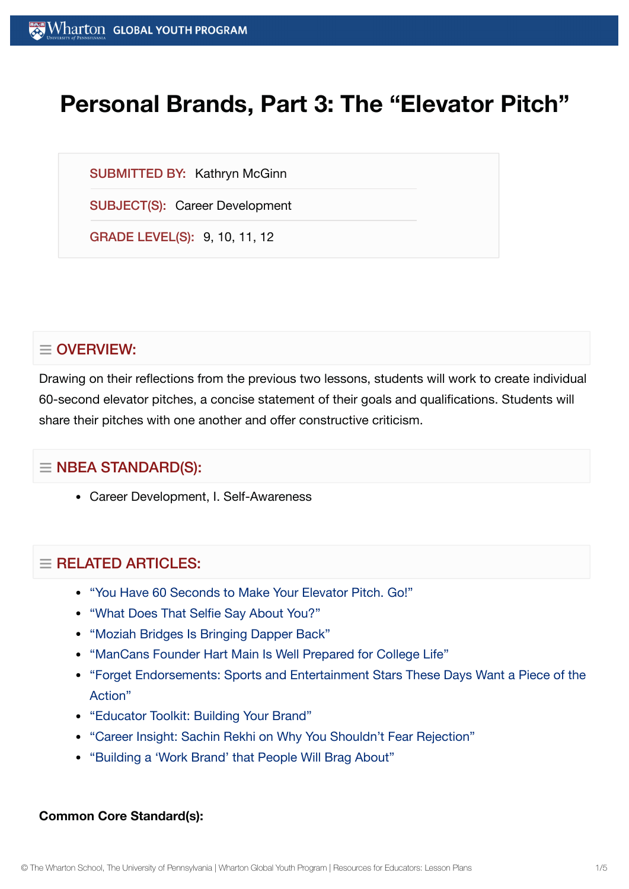# Personal Brands, Part 3: The "Elevator Pitch"

**SUBMITTED BY:** Kathryn McGinn

**SUBJECT(S):** Career Development

**GRADE LEVEL(S):** 9, 10, 11, 12

## OVERVIEW:

Drawing on their reflections from the previous two lessons, students will work to create individual 60-second elevator pitches, a concise statement of their goals and qualifications. Students will share their pitches with one another and offer constructive criticism.

## NBEA STANDARD(S):

- Career Development, I. Self-Awareness

## RELATED ARTICLES:

- "You Have 60 Seconds to Make Your Elevator Pitch. Go!"
- "What Does That Selfie Say About You?"
- "Moziah Bridges Is Bringing Dapper Back"
- "ManCans Founder Hart Main Is Well Prepared for College Life"
- "Forget Endorsements: Sports and Entertainment Stars These Days Want a Piece of the Action"
- "Educator Toolkit: Building Your Brand"
- "Career Insight: Sachin Rekhi on Why You Shouldn't Fear Rejection"
- "Building a 'Work Brand' that People Will Brag About"

**Common Core Standard(s):**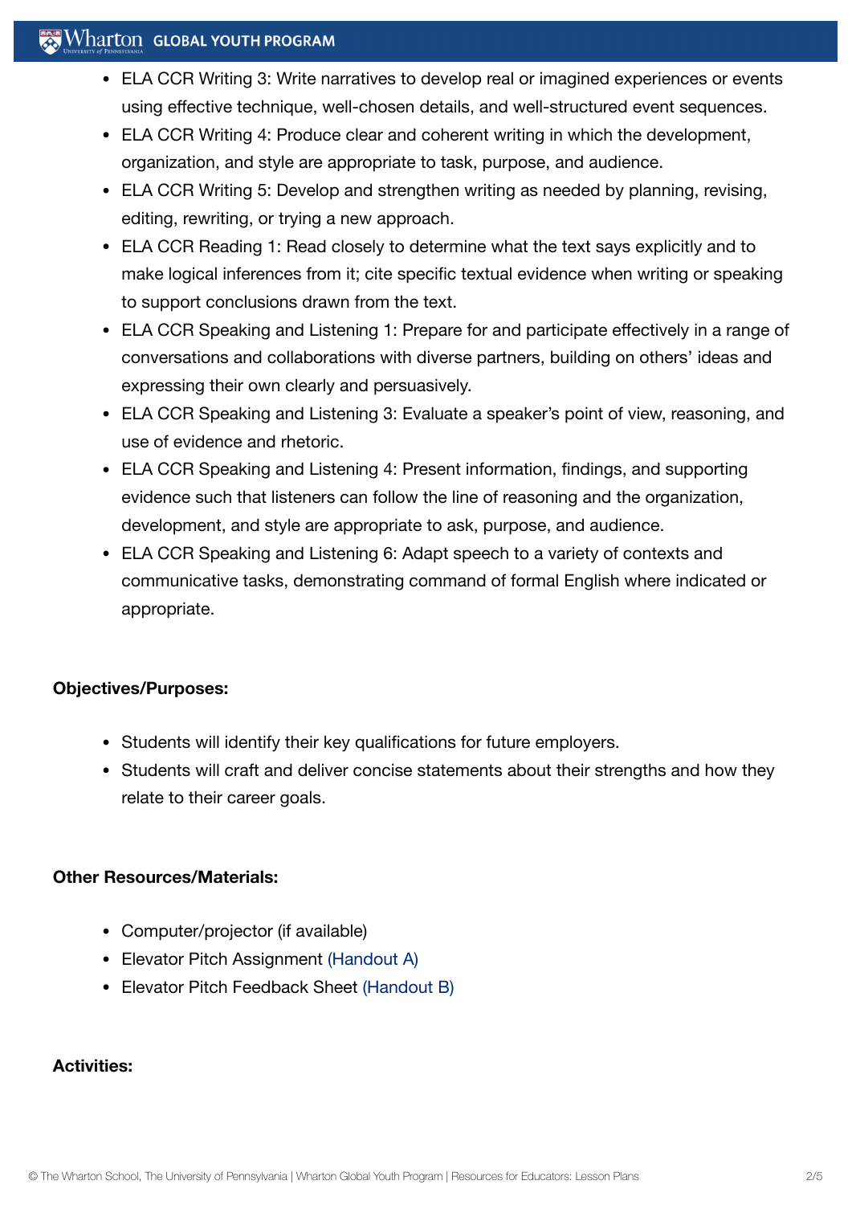- ELA CCR Writing 3: Write narratives to develop real or imagined experiences or events using effective technique, well-chosen details, and well-structured event sequences.
- ELA CCR Writing 4: Produce clear and coherent writing in which the development, organization, and style are appropriate to task, purpose, and audience.
- ELA CCR Writing 5: Develop and strengthen writing as needed by planning, revising, editing, rewriting, or trying a new approach.
- ELA CCR Reading 1: Read closely to determine what the text says explicitly and to make logical inferences from it; cite specific textual evidence when writing or speaking to support conclusions drawn from the text.
- ELA CCR Speaking and Listening 1: Prepare for and participate effectively in a range of conversations and collaborations with diverse partners, building on others' ideas and expressing their own clearly and persuasively.
- ELA CCR Speaking and Listening 3: Evaluate a speaker's point of view, reasoning, and use of evidence and rhetoric.
- ELA CCR Speaking and Listening 4: Present information, findings, and supporting evidence such that listeners can follow the line of reasoning and the organization, development, and style are appropriate to ask, purpose, and audience.
- ELA CCR Speaking and Listening 6: Adapt speech to a variety of contexts and communicative tasks, demonstrating command of formal English where indicated or appropriate.

**Objectives/Purposes:**

- Students will identify their key qualifications for future employers.
- Students will craft and deliver concise statements about their strengths and how they relate to their career goals.

**Other Resources/Materials:**

- Computer/projector (if available)
- Elevator Pitch Assignment (Handout A)
- Elevator Pitch Feedback Sheet (Handout B)

**Activities:**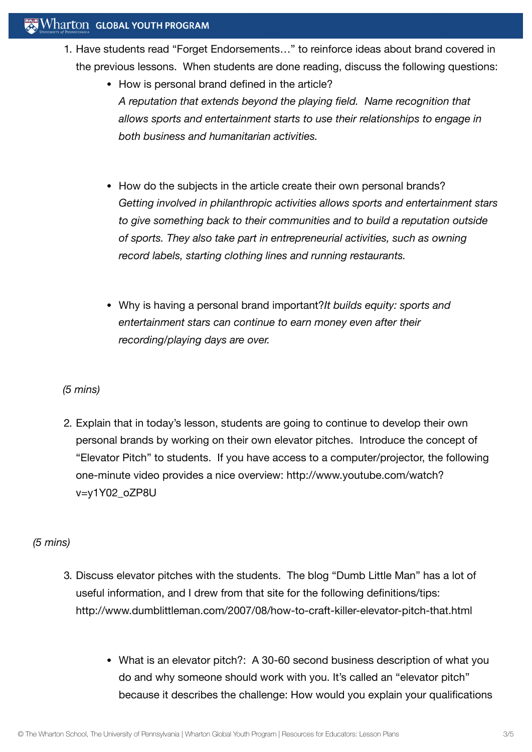1. Have students read "Forget Endorsements…" to reinforce ideas about brand covered in the previous lessons. When students are done reading, discuss the following questions:
    - How is personal brand defined in the article?
      *A reputation that extends beyond the playing field. Name recognition that allows sports and entertainment starts to use their relationships to engage in both business and humanitarian activities.*

    - How do the subjects in the article create their own personal brands?
      *Getting involved in philanthropic activities allows sports and entertainment stars to give something back to their communities and to build a reputation outside of sports. They also take part in entrepreneurial activities, such as owning record labels, starting clothing lines and running restaurants.*

    - Why is having a personal brand important?*It builds equity: sports and entertainment stars can continue to earn money even after their recording/playing days are over.*

*(5 mins)*

2. Explain that in today's lesson, students are going to continue to develop their own personal brands by working on their own elevator pitches. Introduce the concept of "Elevator Pitch" to students. If you have access to a computer/projector, the following one-minute video provides a nice overview: http://www.youtube.com/watch?v=y1Y02_oZP8U

*(5 mins)*

3. Discuss elevator pitches with the students. The blog "Dumb Little Man" has a lot of useful information, and I drew from that site for the following definitions/tips: http://www.dumblittleman.com/2007/08/how-to-craft-killer-elevator-pitch-that.html

    - What is an elevator pitch?: A 30-60 second business description of what you do and why someone should work with you. It's called an "elevator pitch" because it describes the challenge: How would you explain your qualifications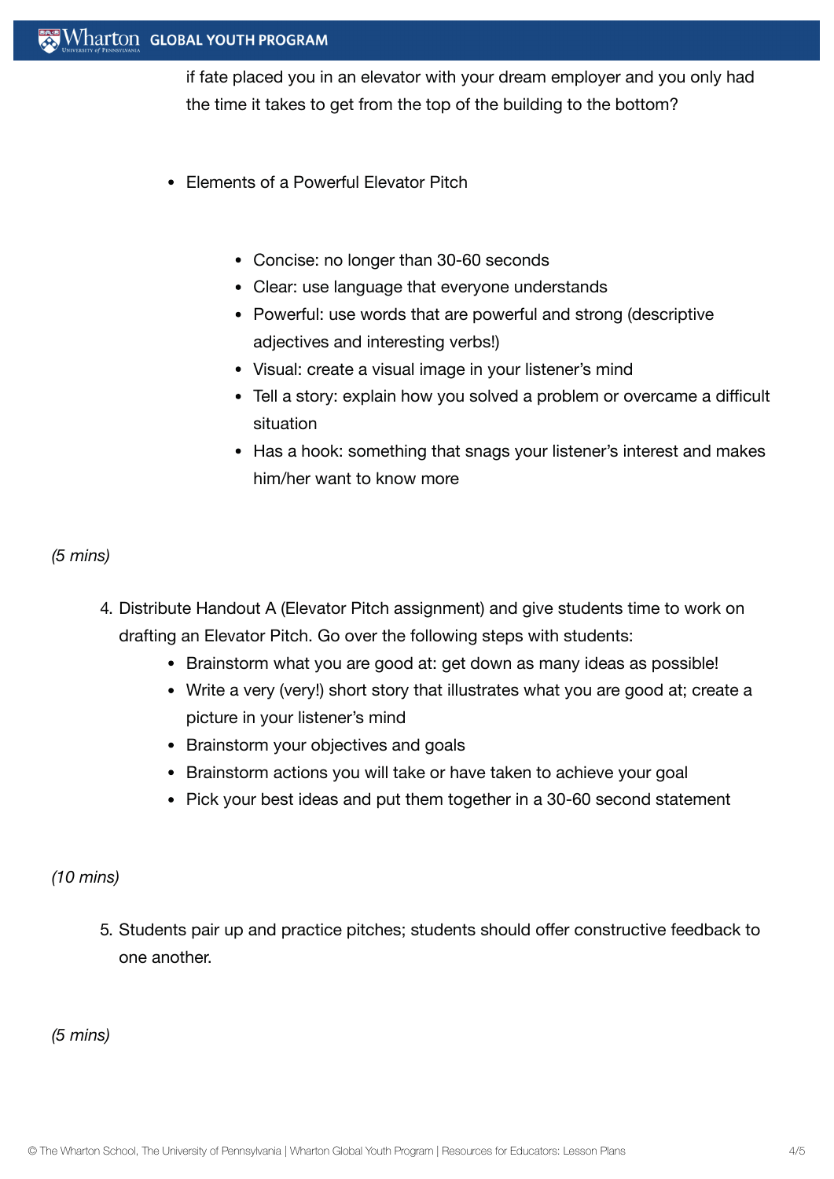if fate placed you in an elevator with your dream employer and you only had the time it takes to get from the top of the building to the bottom?

- Elements of a Powerful Elevator Pitch
    - Concise: no longer than 30-60 seconds
    - Clear: use language that everyone understands
    - Powerful: use words that are powerful and strong (descriptive adjectives and interesting verbs!)
    - Visual: create a visual image in your listener's mind
    - Tell a story: explain how you solved a problem or overcame a difficult situation
    - Has a hook: something that snags your listener's interest and makes him/her want to know more

*(5 mins)*

4. Distribute Handout A (Elevator Pitch assignment) and give students time to work on drafting an Elevator Pitch. Go over the following steps with students:
    - Brainstorm what you are good at: get down as many ideas as possible!
    - Write a very (very!) short story that illustrates what you are good at; create a picture in your listener's mind
    - Brainstorm your objectives and goals
    - Brainstorm actions you will take or have taken to achieve your goal
    - Pick your best ideas and put them together in a 30-60 second statement

*(10 mins)*

5. Students pair up and practice pitches; students should offer constructive feedback to one another.

*(5 mins)*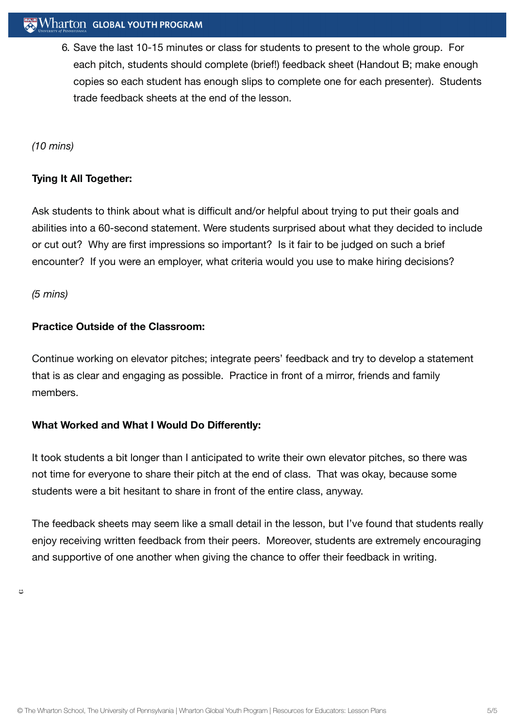6. Save the last 10-15 minutes or class for students to present to the whole group. For each pitch, students should complete (brief!) feedback sheet (Handout B; make enough copies so each student has enough slips to complete one for each presenter). Students trade feedback sheets at the end of the lesson.

*(10 mins)*

**Tying It All Together:**

Ask students to think about what is difficult and/or helpful about trying to put their goals and abilities into a 60-second statement. Were students surprised about what they decided to include or cut out? Why are first impressions so important? Is it fair to be judged on such a brief encounter? If you were an employer, what criteria would you use to make hiring decisions?

*(5 mins)*

**Practice Outside of the Classroom:**

Continue working on elevator pitches; integrate peers' feedback and try to develop a statement that is as clear and engaging as possible. Practice in front of a mirror, friends and family members.

**What Worked and What I Would Do Differently:**

It took students a bit longer than I anticipated to write their own elevator pitches, so there was not time for everyone to share their pitch at the end of class. That was okay, because some students were a bit hesitant to share in front of the entire class, anyway.

The feedback sheets may seem like a small detail in the lesson, but I've found that students really enjoy receiving written feedback from their peers. Moreover, students are extremely encouraging and supportive of one another when giving the chance to offer their feedback in writing.